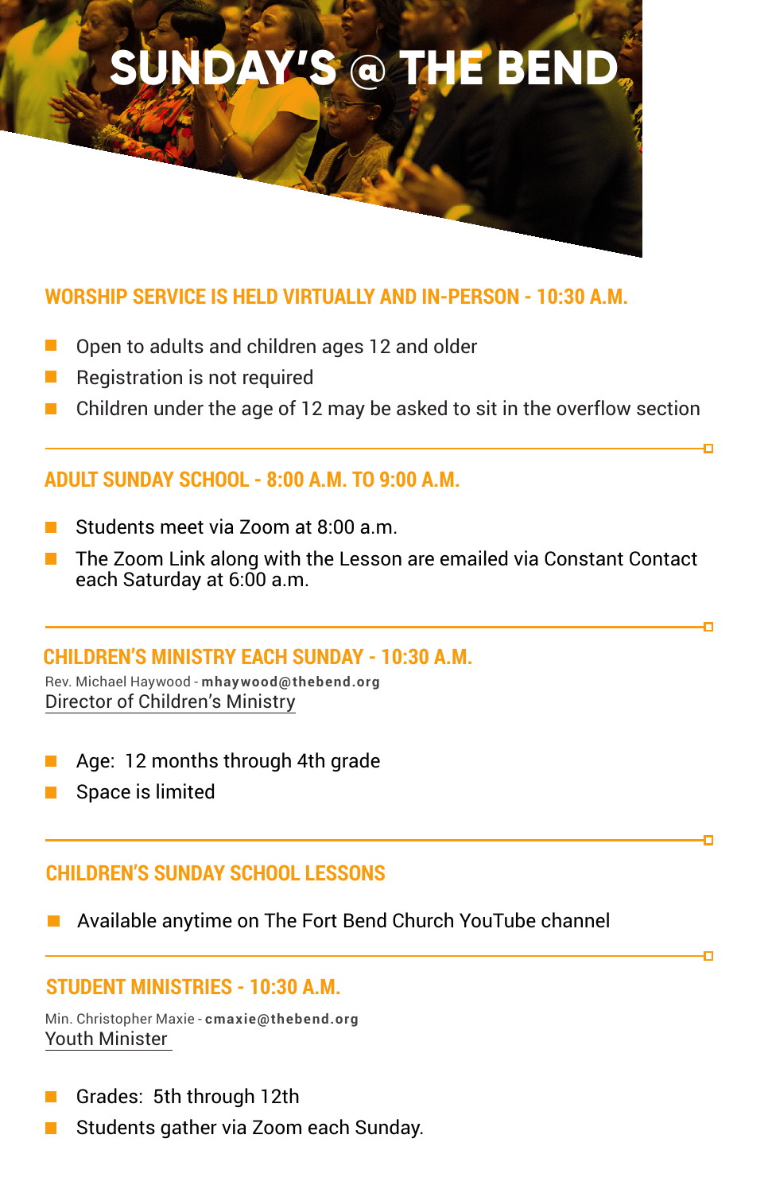# SUNDAY'S @ THE BEND

## WORSHIP SERVICE IS HELD VIRTUALLY AND IN-PERSON - 10:30 A.M.

- Open to adults and children ages 12 and older
- Registration is not required
- Children under the age of 12 may be asked to sit in the overflow section

## ADULT SUNDAY SCHOOL - 8:00 A.M. TO 9:00 A.M.

- Students meet via Zoom at 8:00 a.m.
- The Zoom Link along with the Lesson are emailed via Constant Contact each Saturday at 6:00 a.m.

## CHILDREN'S MINISTRY EACH SUNDAY - 10:30 A.M.

Rev. Michael Haywood - **mhaywood@thebend.org**
Director of Children's Ministry

- Age: 12 months through 4th grade
- Space is limited

## CHILDREN'S SUNDAY SCHOOL LESSONS

- Available anytime on The Fort Bend Church YouTube channel

## STUDENT MINISTRIES - 10:30 A.M.

Min. Christopher Maxie - **cmaxie@thebend.org**
Youth Minister

- Grades: 5th through 12th
- Students gather via Zoom each Sunday.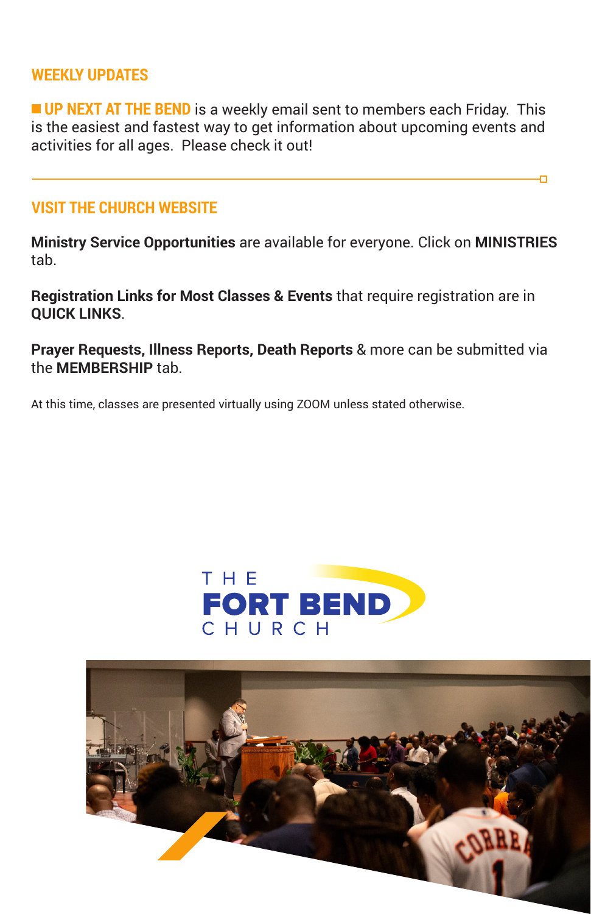## WEEKLY UPDATES

■ **UP NEXT AT THE BEND** is a weekly email sent to members each Friday. This is the easiest and fastest way to get information about upcoming events and activities for all ages. Please check it out!

## VISIT THE CHURCH WEBSITE

**Ministry Service Opportunities** are available for everyone. Click on **MINISTRIES** tab.

**Registration Links for Most Classes & Events** that require registration are in **QUICK LINKS**.

**Prayer Requests, Illness Reports, Death Reports** & more can be submitted via the **MEMBERSHIP** tab.

At this time, classes are presented virtually using ZOOM unless stated otherwise.

THE FORT BEND CHURCH